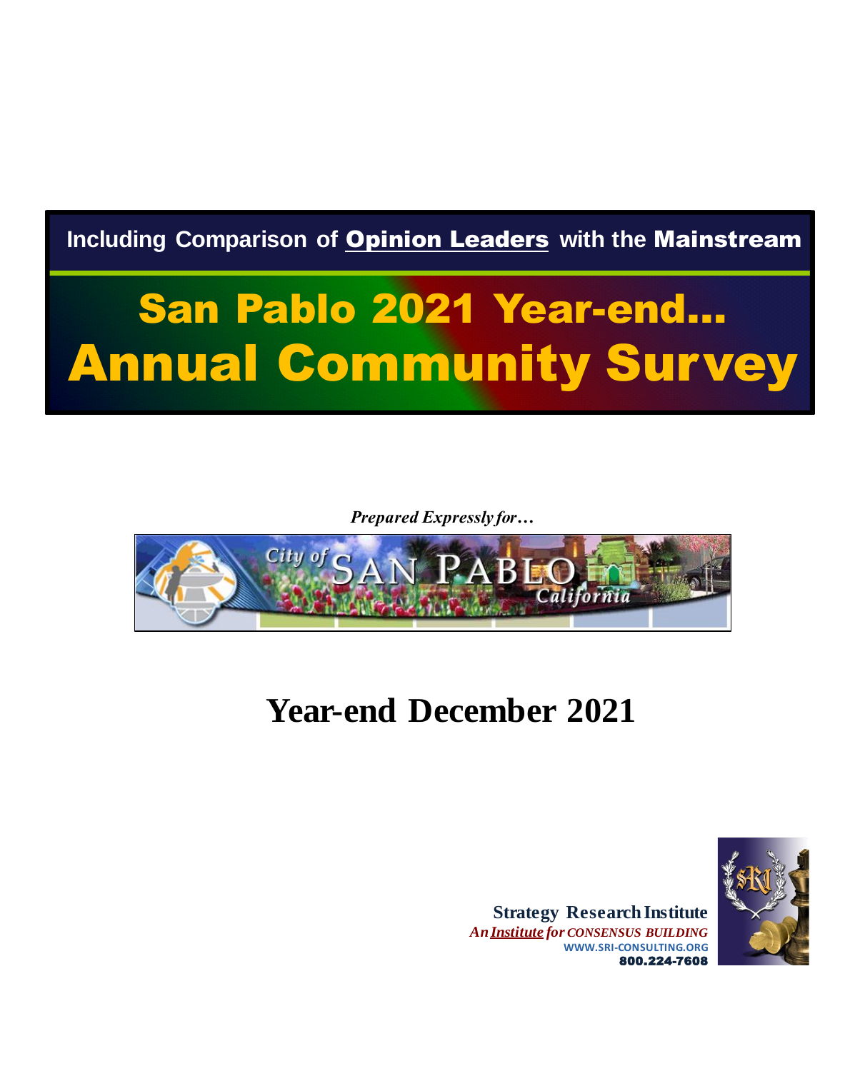Including Comparison of **Opinion Leaders** with the **Mainstream**

# San Pablo 2021 Year-end…
# Annual Community Survey

***Prepared Expressly for…***

City of SAN PABLO California

## Year-end December 2021

**Strategy Research Institute**
***An Institute for CONSENSUS BUILDING***
**WWW.SRI-CONSULTING.ORG**
**800.224-7608**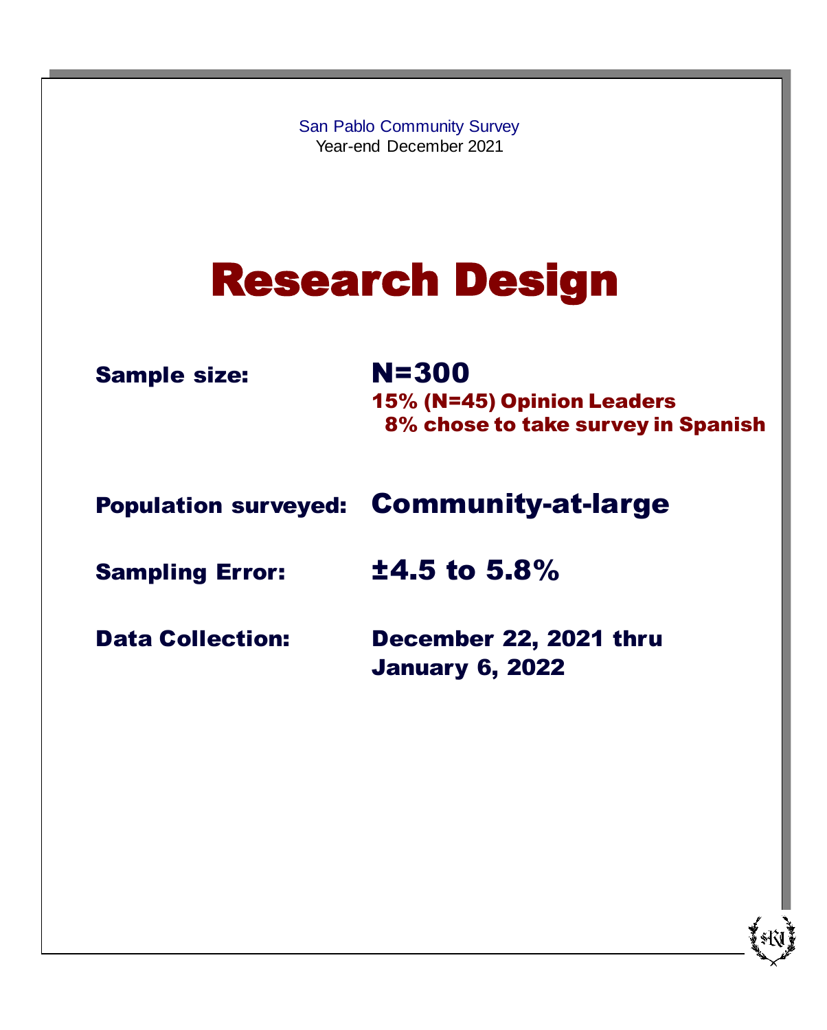San Pablo Community Survey
Year-end December 2021

# Research Design

**Sample size:** **N=300**
**15% (N=45) Opinion Leaders**
**8% chose to take survey in Spanish**

**Population surveyed:** **Community-at-large**

**Sampling Error:** **±4.5 to 5.8%**

**Data Collection:** **December 22, 2021 thru January 6, 2022**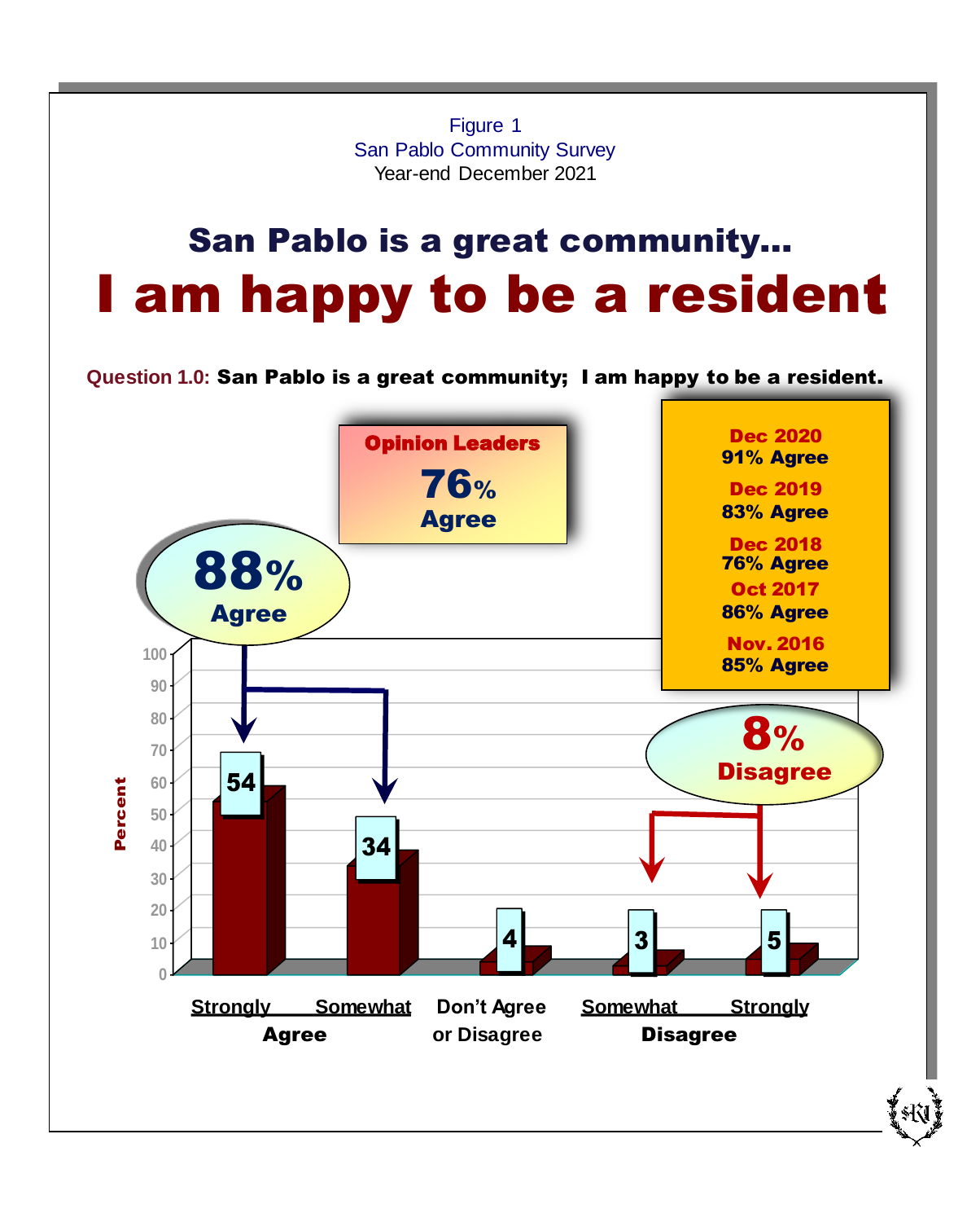Figure 1
San Pablo Community Survey
Year-end December 2021

# San Pablo is a great community...
# I am happy to be a resident

**Question 1.0:** **San Pablo is a great community; I am happy to be a resident.**

**Opinion Leaders**
**76% Agree**

**Dec 2020** 91% Agree
**Dec 2019** 83% Agree
**Dec 2018** 76% Agree
**Oct 2017** 86% Agree
**Nov. 2016** 85% Agree

**88% Agree**

**8% Disagree**

| Response | Percent |
| --- | --- |
| Strongly Agree | 54 |
| Somewhat Agree | 34 |
| Don't Agree or Disagree | 4 |
| Somewhat Disagree | 3 |
| Strongly Disagree | 5 |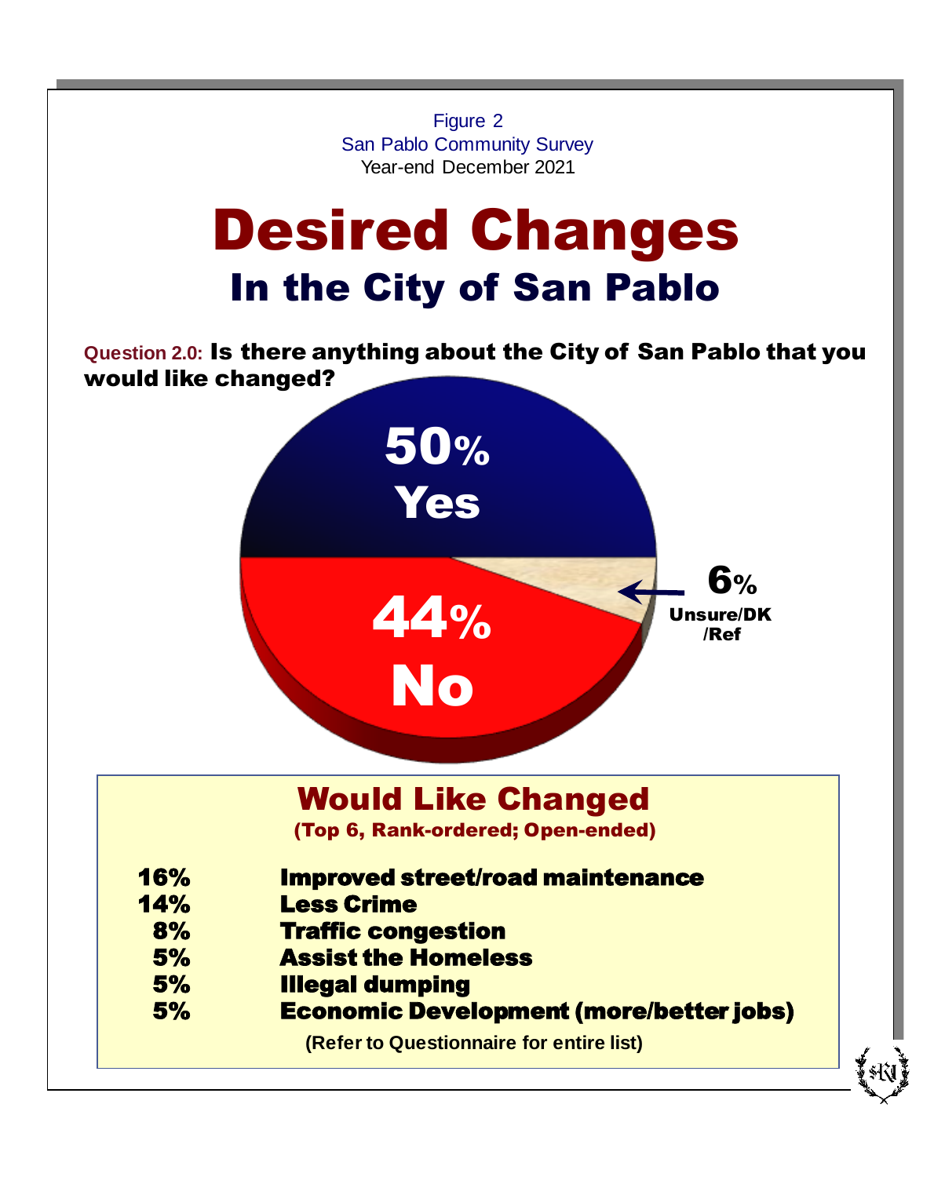Figure 2
San Pablo Community Survey
Year-end December 2021

# Desired Changes

## In the City of San Pablo

**Question 2.0:** **Is there anything about the City of San Pablo that you would like changed?**

50% Yes

44% No

6% Unsure/DK/Ref

### Would Like Changed

**(Top 6, Rank-ordered; Open-ended)**

| | |
|---|---|
| **16%** | **Improved street/road maintenance** |
| **14%** | **Less Crime** |
| **8%** | **Traffic congestion** |
| **5%** | **Assist the Homeless** |
| **5%** | **Illegal dumping** |
| **5%** | **Economic Development (more/better jobs)** |

**(Refer to Questionnaire for entire list)**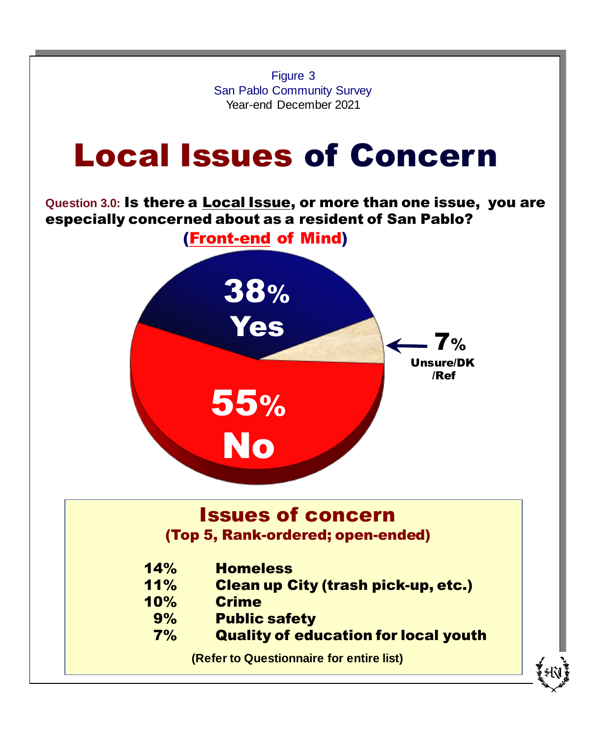Figure 3
San Pablo Community Survey
Year-end December 2021

# Local Issues of Concern

**Question 3.0:** **Is there a Local Issue, or more than one issue, you are especially concerned about as a resident of San Pablo?**

**(Front-end of Mind)**

**38% Yes**

**55% No**

**7% Unsure/DK/Ref**

## Issues of concern

**(Top 5, Rank-ordered; open-ended)**

| | |
|---|---|
| **14%** | **Homeless** |
| **11%** | **Clean up City (trash pick-up, etc.)** |
| **10%** | **Crime** |
| **9%** | **Public safety** |
| **7%** | **Quality of education for local youth** |

**(Refer to Questionnaire for entire list)**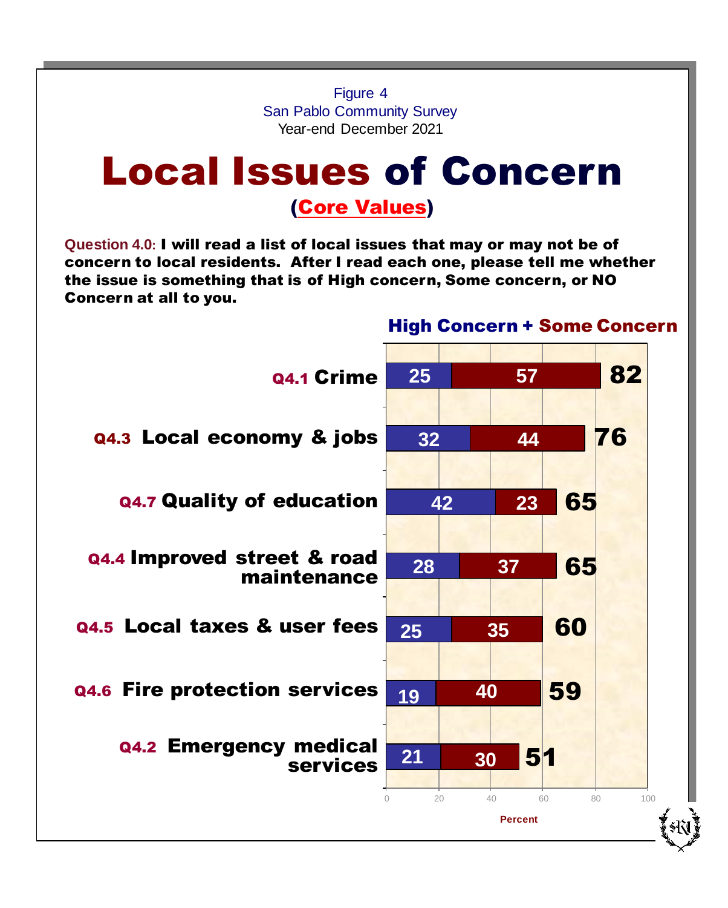Figure 4
San Pablo Community Survey
Year-end December 2021

# Local Issues of Concern

## (Core Values)

**Question 4.0:** **I will read a list of local issues that may or may not be of concern to local residents. After I read each one, please tell me whether the issue is something that is of High concern, Some concern, or NO Concern at all to you.**

**High Concern + Some Concern**

| Question | Issue | High Concern | Some Concern | Total |
|---|---|---|---|---|
| Q4.1 | Crime | 25 | 57 | 82 |
| Q4.3 | Local economy & jobs | 32 | 44 | 76 |
| Q4.7 | Quality of education | 42 | 23 | 65 |
| Q4.4 | Improved street & road maintenance | 28 | 37 | 65 |
| Q4.5 | Local taxes & user fees | 25 | 35 | 60 |
| Q4.6 | Fire protection services | 19 | 40 | 59 |
| Q4.2 | Emergency medical services | 21 | 30 | 51 |

Percent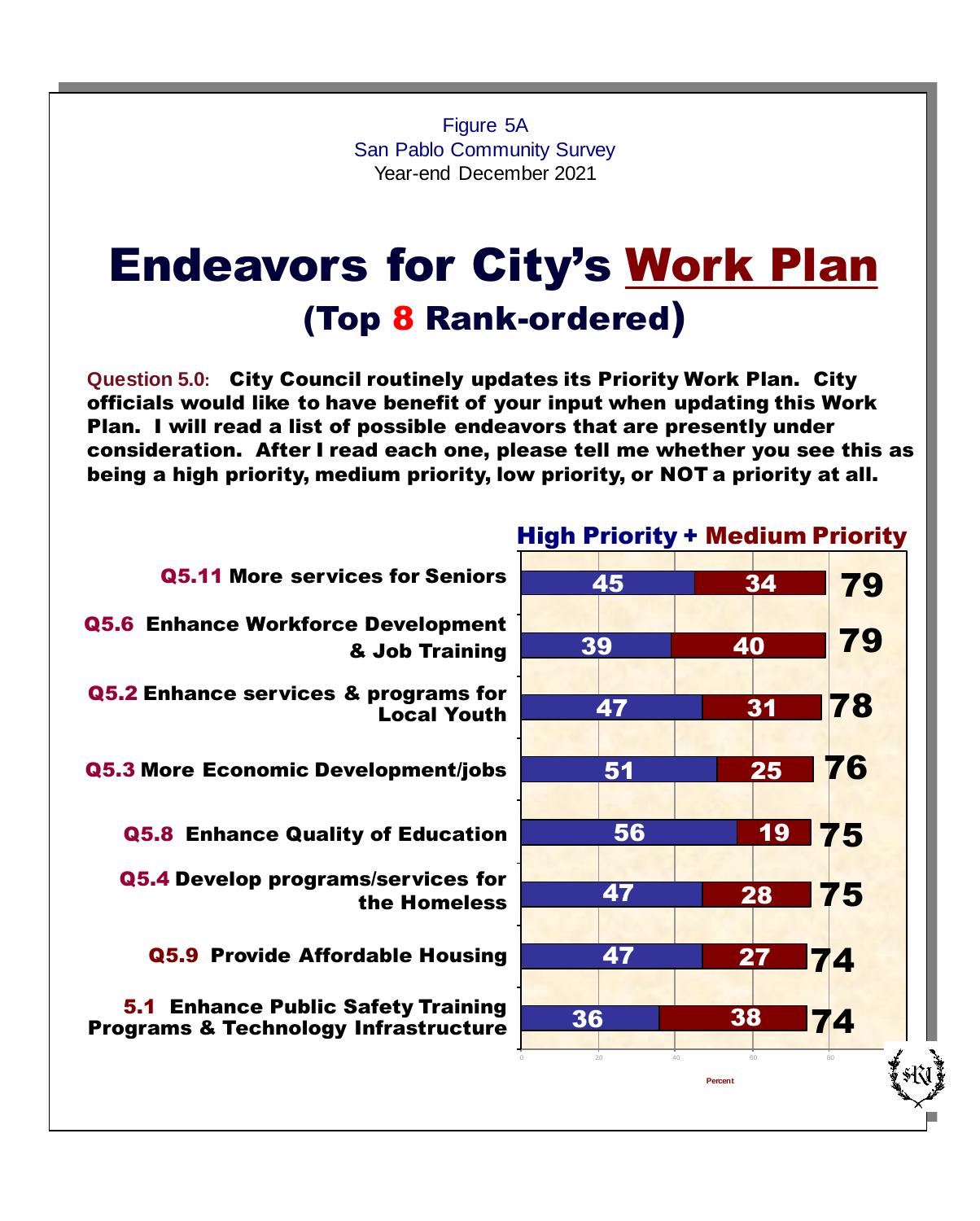Figure 5A
San Pablo Community Survey
Year-end December 2021

# Endeavors for City's Work Plan
## (Top 8 Rank-ordered)

**Question 5.0:** **City Council routinely updates its Priority Work Plan. City officials would like to have benefit of your input when updating this Work Plan. I will read a list of possible endeavors that are presently under consideration. After I read each one, please tell me whether you see this as being a high priority, medium priority, low priority, or NOT a priority at all.**

**High Priority + Medium Priority**

| Item | High Priority | Medium Priority | Total |
|---|---|---|---|
| Q5.11 More services for Seniors | 45 | 34 | 79 |
| Q5.6 Enhance Workforce Development & Job Training | 39 | 40 | 79 |
| Q5.2 Enhance services & programs for Local Youth | 47 | 31 | 78 |
| Q5.3 More Economic Development/jobs | 51 | 25 | 76 |
| Q5.8 Enhance Quality of Education | 56 | 19 | 75 |
| Q5.4 Develop programs/services for the Homeless | 47 | 28 | 75 |
| Q5.9 Provide Affordable Housing | 47 | 27 | 74 |
| 5.1 Enhance Public Safety Training Programs & Technology Infrastructure | 36 | 38 | 74 |

Percent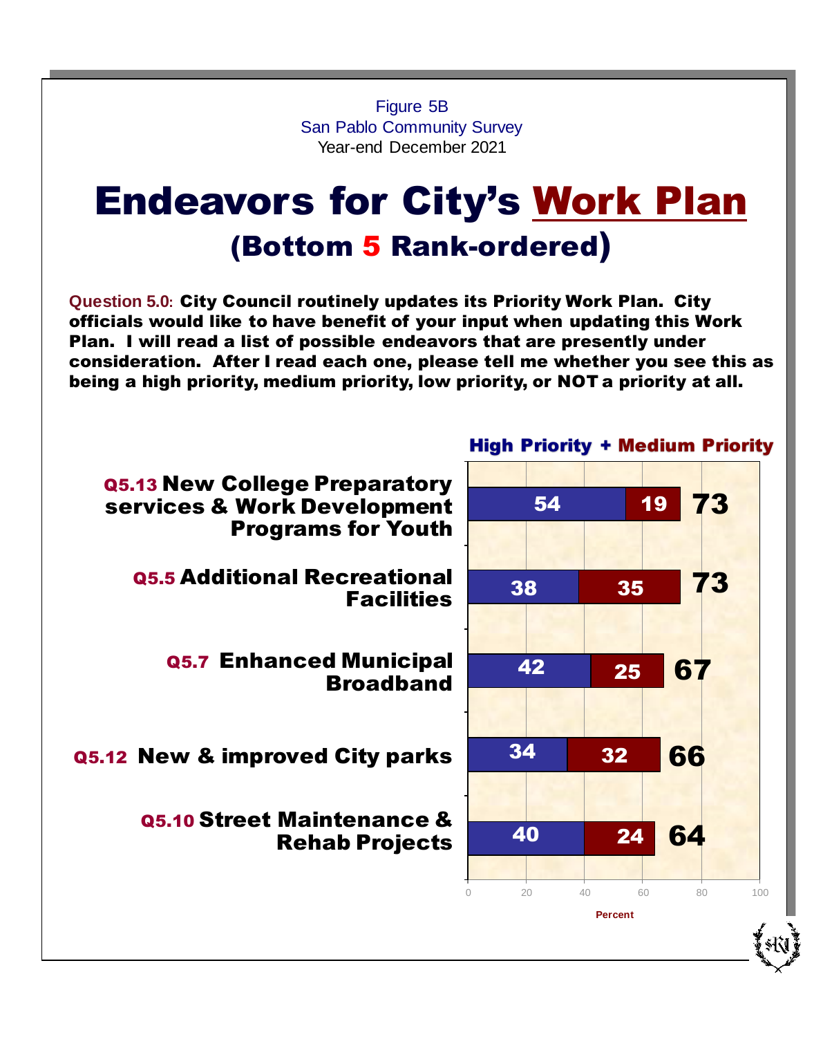Figure 5B
San Pablo Community Survey
Year-end December 2021

# Endeavors for City's Work Plan

## (Bottom 5 Rank-ordered)

**Question 5.0:** **City Council routinely updates its Priority Work Plan. City officials would like to have benefit of your input when updating this Work Plan. I will read a list of possible endeavors that are presently under consideration. After I read each one, please tell me whether you see this as being a high priority, medium priority, low priority, or NOT a priority at all.**

**High Priority + Medium Priority**

| Item | High Priority | Medium Priority | Total |
| --- | --- | --- | --- |
| Q5.13 New College Preparatory services & Work Development Programs for Youth | 54 | 19 | 73 |
| Q5.5 Additional Recreational Facilities | 38 | 35 | 73 |
| Q5.7 Enhanced Municipal Broadband | 42 | 25 | 67 |
| Q5.12 New & improved City parks | 34 | 32 | 66 |
| Q5.10 Street Maintenance & Rehab Projects | 40 | 24 | 64 |

Percent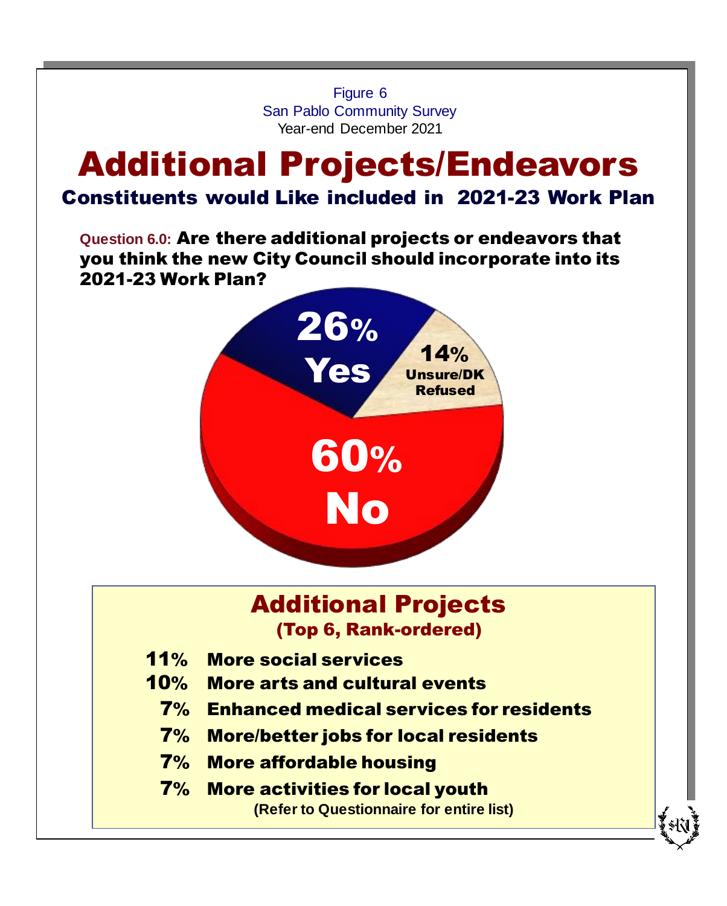Figure 6
San Pablo Community Survey
Year-end December 2021

# Additional Projects/Endeavors

## Constituents would Like included in 2021-23 Work Plan

**Question 6.0:** **Are there additional projects or endeavors that you think the new City Council should incorporate into its 2021-23 Work Plan?**

26% Yes

14% Unsure/DK Refused

60% No

## Additional Projects
### (Top 6, Rank-ordered)

- **11%** More social services
- **10%** More arts and cultural events
- **7%** Enhanced medical services for residents
- **7%** More/better jobs for local residents
- **7%** More affordable housing
- **7%** More activities for local youth

(Refer to Questionnaire for entire list)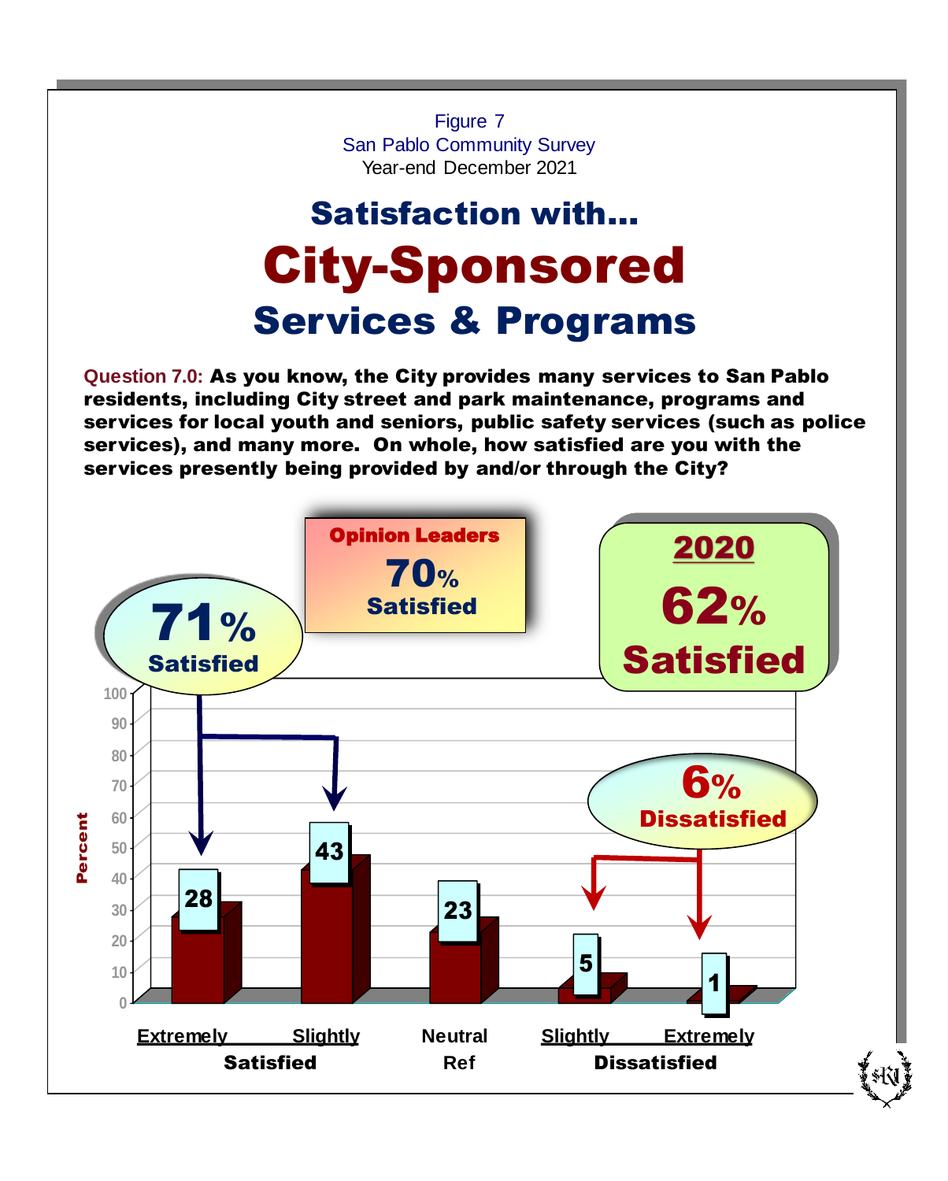Figure 7
San Pablo Community Survey
Year-end December 2021

# Satisfaction with...
# City-Sponsored
# Services & Programs

**Question 7.0:** **As you know, the City provides many services to San Pablo residents, including City street and park maintenance, programs and services for local youth and seniors, public safety services (such as police services), and many more. On whole, how satisfied are you with the services presently being provided by and/or through the City?**

**Opinion Leaders**
**70%**
**Satisfied**

**2020**
**62%**
**Satisfied**

**71%**
**Satisfied**

**6%**
**Dissatisfied**

| Response | Percent |
|---|---|
| Extremely Satisfied | 28 |
| Slightly Satisfied | 43 |
| Neutral Ref | 23 |
| Slightly Dissatisfied | 5 |
| Extremely Dissatisfied | 1 |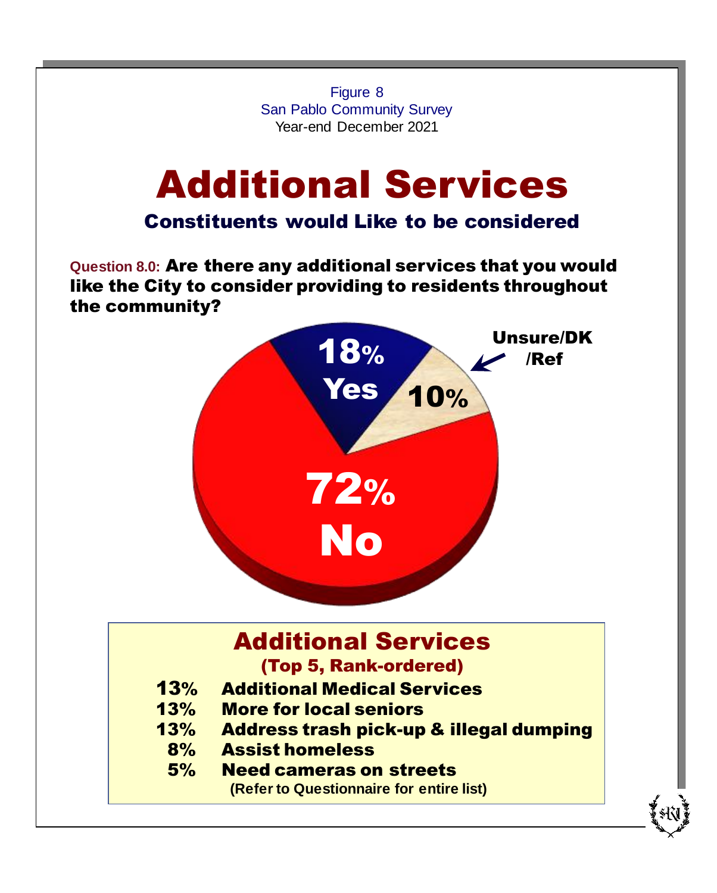Figure 8
San Pablo Community Survey
Year-end December 2021

# Additional Services

## Constituents would Like to be considered

**Question 8.0:** **Are there any additional services that you would like the City to consider providing to residents throughout the community?**

18% Yes

10% Unsure/DK /Ref

72% No

### Additional Services

**(Top 5, Rank-ordered)**

| | |
|---|---|
| 13% | Additional Medical Services |
| 13% | More for local seniors |
| 13% | Address trash pick-up & illegal dumping |
| 8% | Assist homeless |
| 5% | Need cameras on streets |

(Refer to Questionnaire for entire list)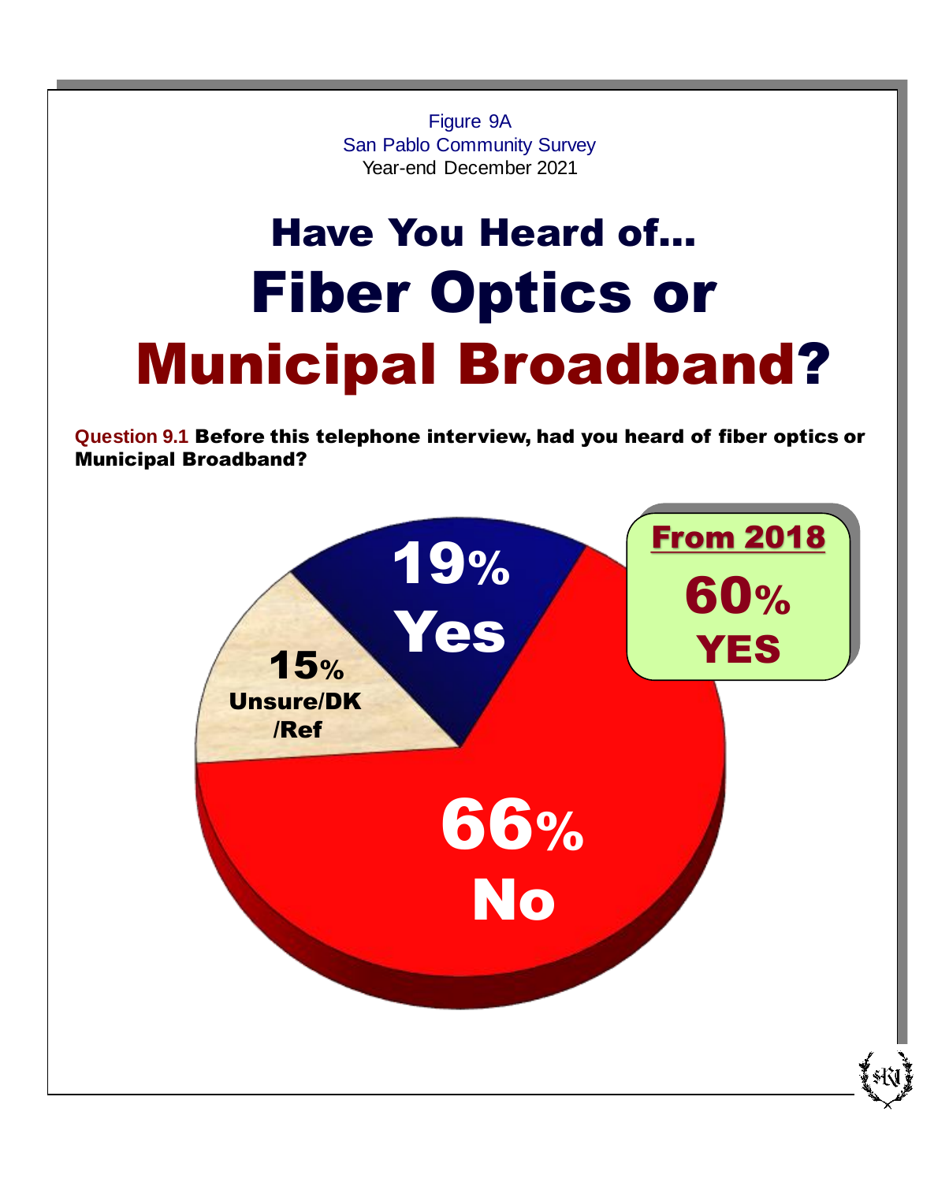Figure 9A
San Pablo Community Survey
Year-end December 2021

# Have You Heard of... Fiber Optics or Municipal Broadband?

**Question 9.1** **Before this telephone interview, had you heard of fiber optics or Municipal Broadband?**

19% Yes

15% Unsure/DK /Ref

66% No

**From 2018**
**60% YES**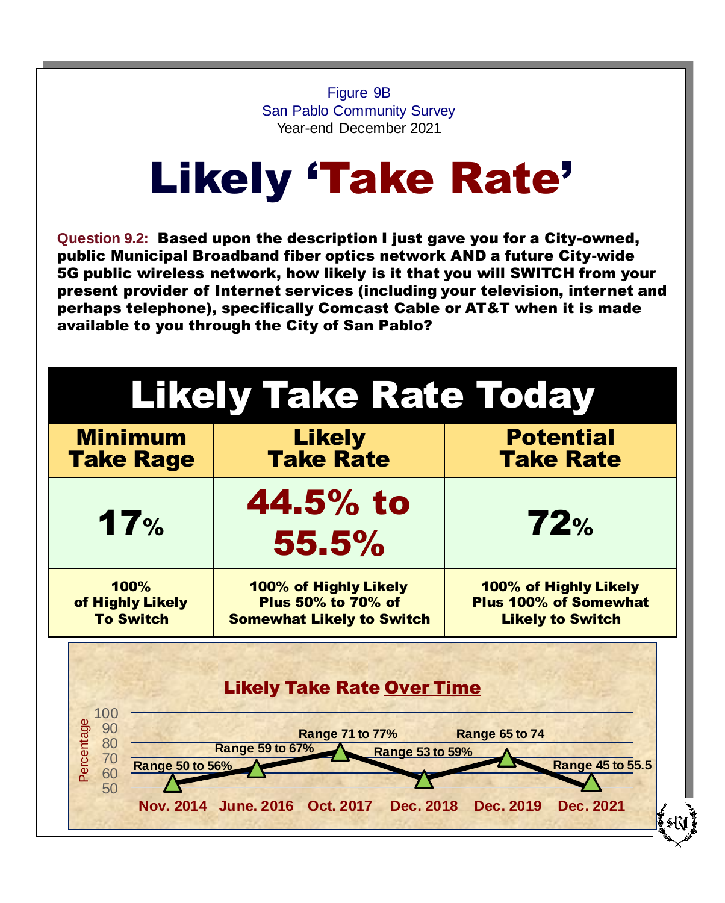Figure 9B
San Pablo Community Survey
Year-end December 2021

# Likely 'Take Rate'

**Question 9.2: Based upon the description I just gave you for a City-owned, public Municipal Broadband fiber optics network AND a future City-wide 5G public wireless network, how likely is it that you will SWITCH from your present provider of Internet services (including your television, internet and perhaps telephone), specifically Comcast Cable or AT&T when it is made available to you through the City of San Pablo?**

## Likely Take Rate Today

| Minimum Take Rage | Likely Take Rate | Potential Take Rate |
|---|---|---|
| 17% | 44.5% to 55.5% | 72% |
| 100% of Highly Likely To Switch | 100% of Highly Likely Plus 50% to 70% of Somewhat Likely to Switch | 100% of Highly Likely Plus 100% of Somewhat Likely to Switch |

### Likely Take Rate Over Time

| Date | Range |
|---|---|
| Nov. 2014 | Range 50 to 56% |
| June. 2016 | Range 59 to 67% |
| Oct. 2017 | Range 71 to 77% |
| Dec. 2018 | Range 53 to 59% |
| Dec. 2019 | Range 65 to 74 |
| Dec. 2021 | Range 45 to 55.5 |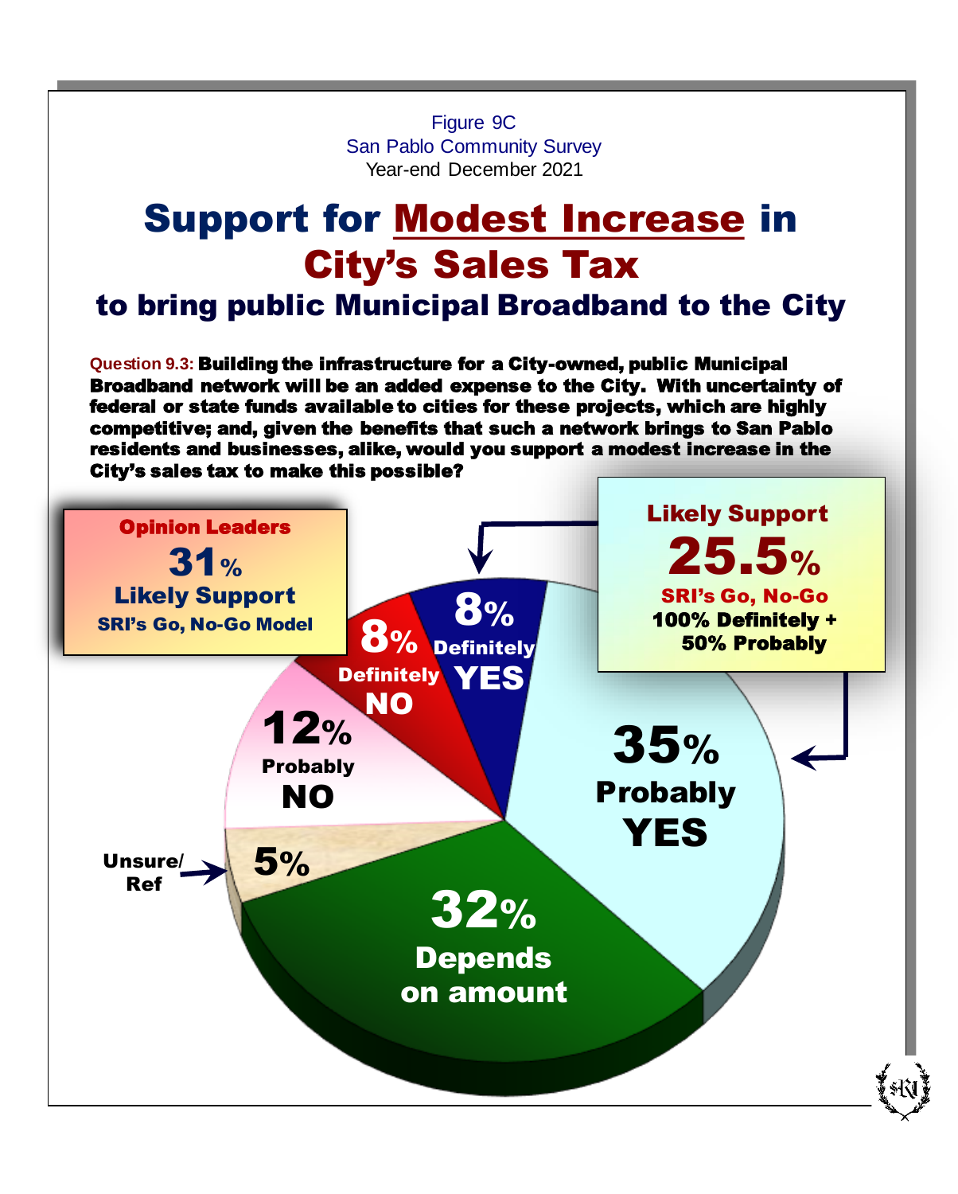Figure 9C
San Pablo Community Survey
Year-end December 2021

# Support for Modest Increase in City's Sales Tax

## to bring public Municipal Broadband to the City

**Question 9.3: Building the infrastructure for a City-owned, public Municipal Broadband network will be an added expense to the City. With uncertainty of federal or state funds available to cities for these projects, which are highly competitive; and, given the benefits that such a network brings to San Pablo residents and businesses, alike, would you support a modest increase in the City's sales tax to make this possible?**

**Opinion Leaders**
**31%**
**Likely Support**
**SRI's Go, No-Go Model**

**Likely Support**
**25.5%**
**SRI's Go, No-Go**
**100% Definitely + 50% Probably**

| Response | Percent |
|---|---|
| Definitely YES | 8% |
| Probably YES | 35% |
| Depends on amount | 32% |
| Unsure/Ref | 5% |
| Probably NO | 12% |
| Definitely NO | 8% |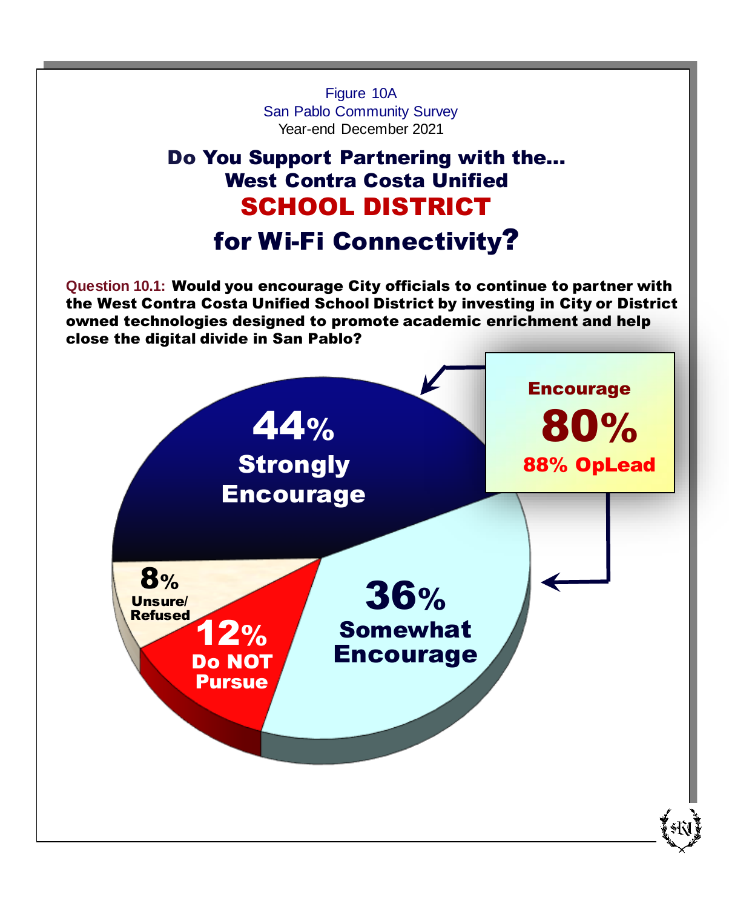Figure 10A
San Pablo Community Survey
Year-end December 2021

# Do You Support Partnering with the... West Contra Costa Unified SCHOOL DISTRICT for Wi-Fi Connectivity?

**Question 10.1:** **Would you encourage City officials to continue to partner with the West Contra Costa Unified School District by investing in City or District owned technologies designed to promote academic enrichment and help close the digital divide in San Pablo?**

**44%** Strongly Encourage

**36%** Somewhat Encourage

**12%** Do NOT Pursue

**8%** Unsure/Refused

**Encourage 80%**
**88% OpLead**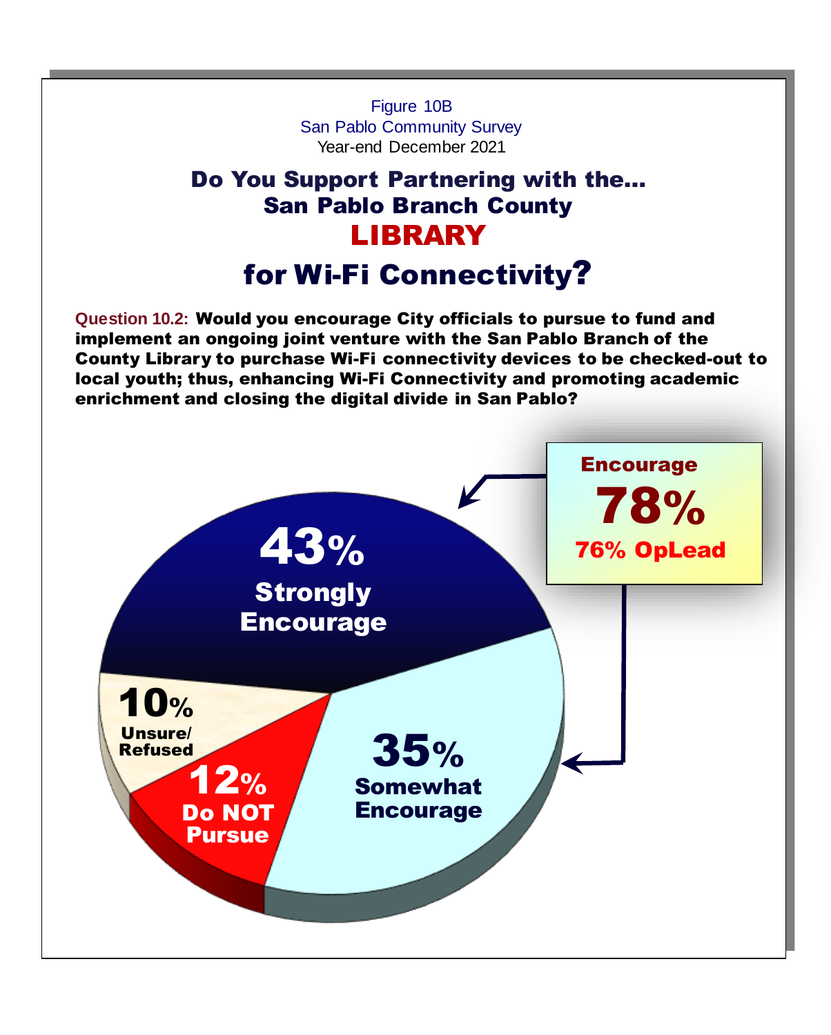Figure 10B
San Pablo Community Survey
Year-end December 2021

## Do You Support Partnering with the… San Pablo Branch County LIBRARY for Wi-Fi Connectivity?

**Question 10.2:** **Would you encourage City officials to pursue to fund and implement an ongoing joint venture with the San Pablo Branch of the County Library to purchase Wi-Fi connectivity devices to be checked-out to local youth; thus, enhancing Wi-Fi Connectivity and promoting academic enrichment and closing the digital divide in San Pablo?**

**Encourage 78%**
**76% OpLead**

- **43%** Strongly Encourage
- **35%** Somewhat Encourage
- **12%** Do NOT Pursue
- **10%** Unsure/ Refused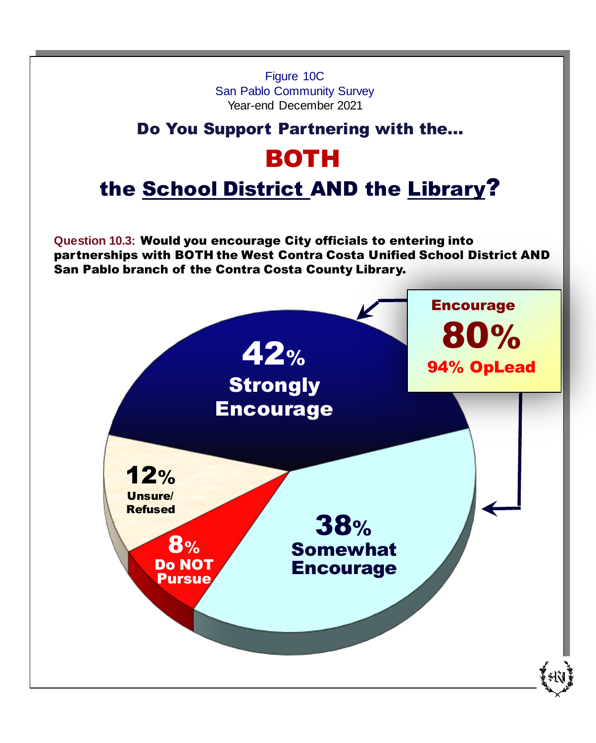Figure 10C
San Pablo Community Survey
Year-end December 2021

## Do You Support Partnering with the...

# BOTH

# the School District AND the Library?

**Question 10.3:** **Would you encourage City officials to entering into partnerships with BOTH the West Contra Costa Unified School District AND San Pablo branch of the Contra Costa County Library.**

**Encourage 80%**
**94% OpLead**

- **42% Strongly Encourage**
- **38% Somewhat Encourage**
- **8% Do NOT Pursue**
- **12% Unsure/ Refused**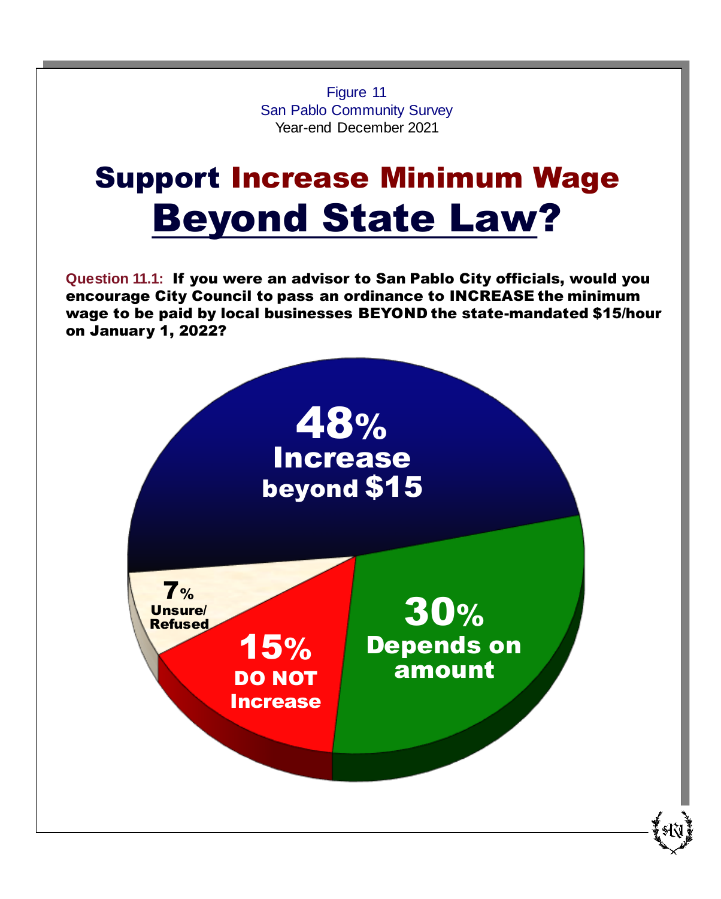Figure 11
San Pablo Community Survey
Year-end December 2021

# Support Increase Minimum Wage Beyond State Law?

**Question 11.1:** **If you were an advisor to San Pablo City officials, would you encourage City Council to pass an ordinance to INCREASE the minimum wage to be paid by local businesses BEYOND the state-mandated $15/hour on January 1, 2022?**

48% Increase beyond $15

30% Depends on amount

15% DO NOT Increase

7% Unsure/ Refused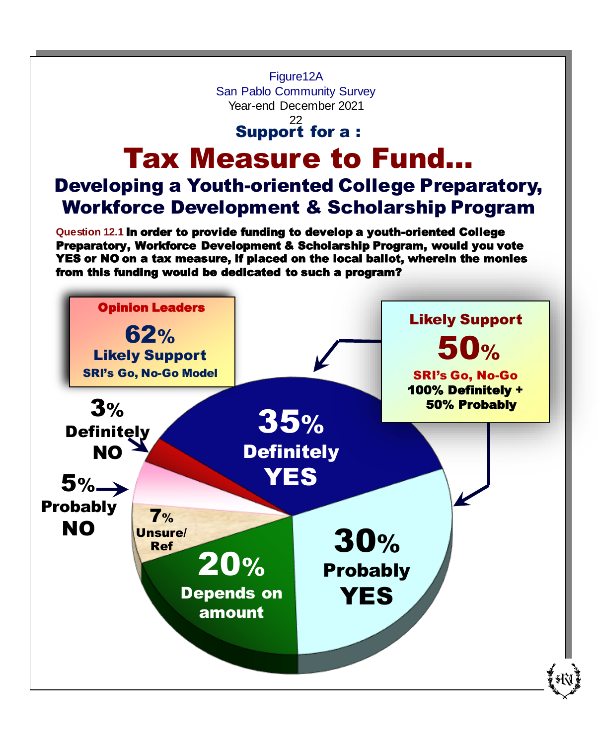Figure12A
San Pablo Community Survey
Year-end December 2021

**Support for a :**

# Tax Measure to Fund...

## Developing a Youth-oriented College Preparatory, Workforce Development & Scholarship Program

**Question 12.1** **In order to provide funding to develop a youth-oriented College Preparatory, Workforce Development & Scholarship Program, would you vote YES or NO on a tax measure, if placed on the local ballot, wherein the monies from this funding would be dedicated to such a program?**

**Opinion Leaders**
**62%**
**Likely Support**
**SRI's Go, No-Go Model**

**Likely Support**
**50%**
**SRI's Go, No-Go**
**100% Definitely + 50% Probably**

| Response | Percent |
|---|---|
| Definitely YES | 35% |
| Probably YES | 30% |
| Depends on amount | 20% |
| Unsure/ Ref | 7% |
| Probably NO | 5% |
| Definitely NO | 3% |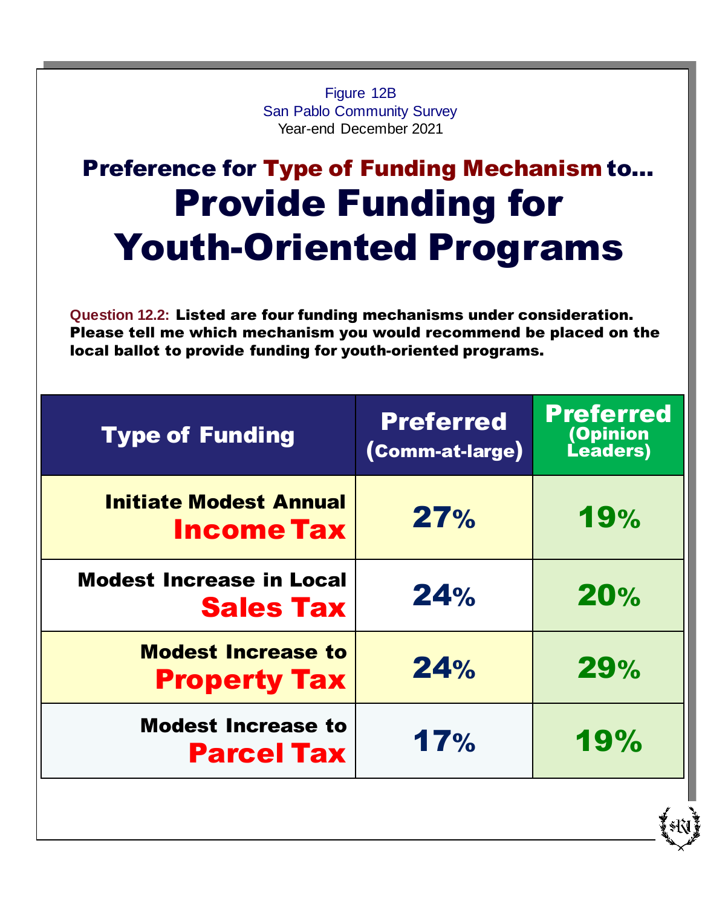Figure 12B
San Pablo Community Survey
Year-end December 2021

## Preference for Type of Funding Mechanism to...

# Provide Funding for Youth-Oriented Programs

**Question 12.2:** **Listed are four funding mechanisms under consideration. Please tell me which mechanism you would recommend be placed on the local ballot to provide funding for youth-oriented programs.**

| Type of Funding | Preferred (Comm-at-large) | Preferred (Opinion Leaders) |
|---|---|---|
| Initiate Modest Annual **Income Tax** | 27% | 19% |
| Modest Increase in Local **Sales Tax** | 24% | 20% |
| Modest Increase to **Property Tax** | 24% | 29% |
| Modest Increase to **Parcel Tax** | 17% | 19% |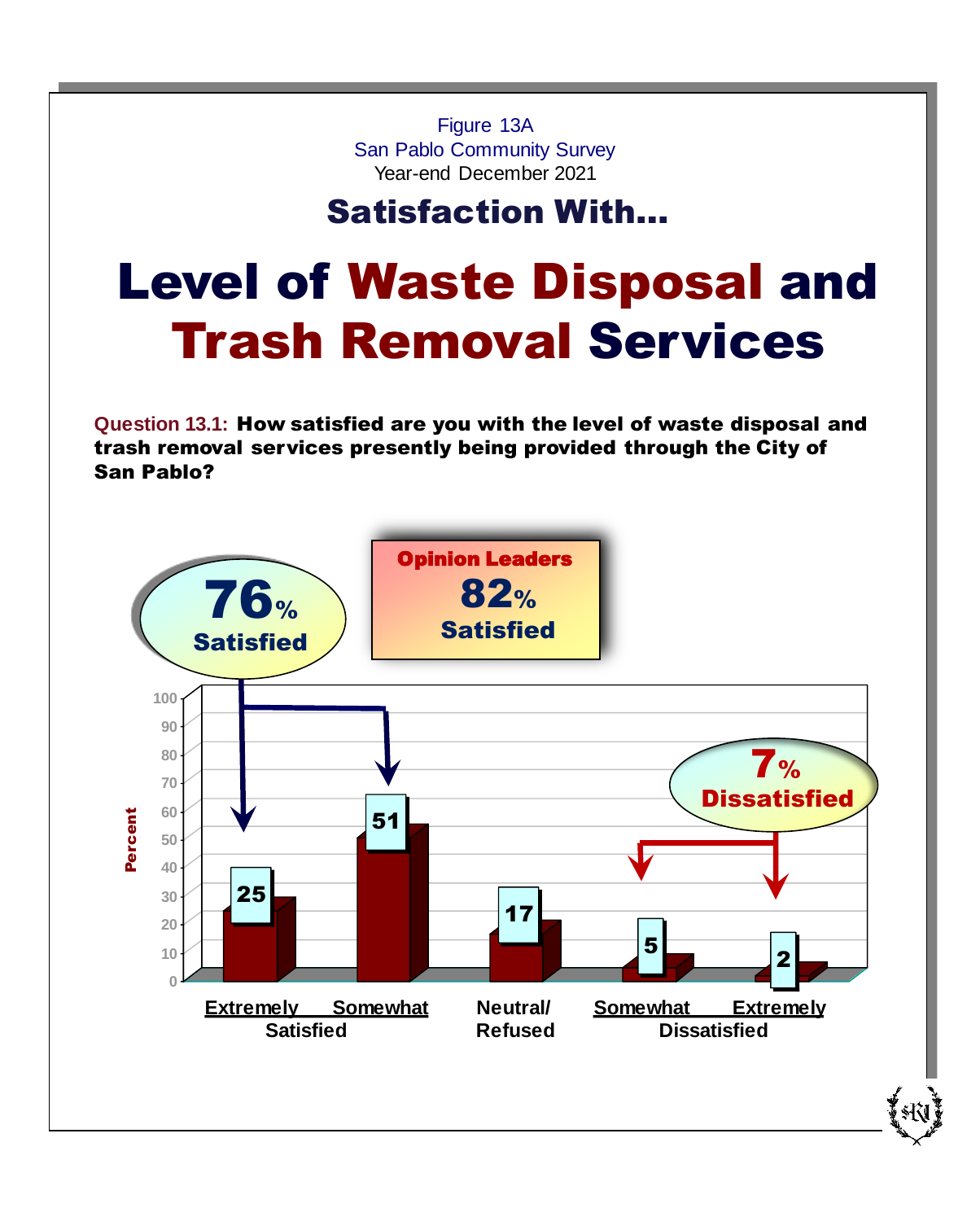Figure 13A
San Pablo Community Survey
Year-end December 2021

## Satisfaction With...

# Level of Waste Disposal and Trash Removal Services

**Question 13.1:** **How satisfied are you with the level of waste disposal and trash removal services presently being provided through the City of San Pablo?**

**76% Satisfied**

**Opinion Leaders 82% Satisfied**

**7% Dissatisfied**

| Response | Percent |
|---|---|
| Extremely Satisfied | 25 |
| Somewhat Satisfied | 51 |
| Neutral/ Refused | 17 |
| Somewhat Dissatisfied | 5 |
| Extremely Dissatisfied | 2 |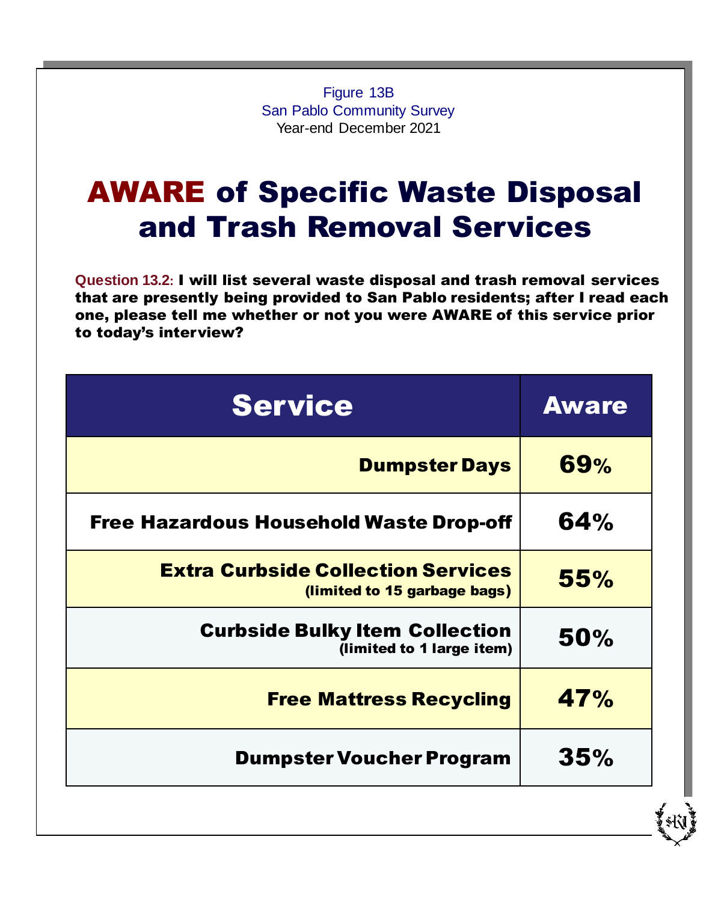Figure 13B
San Pablo Community Survey
Year-end December 2021

# AWARE of Specific Waste Disposal and Trash Removal Services

**Question 13.2: I will list several waste disposal and trash removal services that are presently being provided to San Pablo residents; after I read each one, please tell me whether or not you were AWARE of this service prior to today's interview?**

| Service | Aware |
|---|---|
| Dumpster Days | 69% |
| Free Hazardous Household Waste Drop-off | 64% |
| Extra Curbside Collection Services (limited to 15 garbage bags) | 55% |
| Curbside Bulky Item Collection (limited to 1 large item) | 50% |
| Free Mattress Recycling | 47% |
| Dumpster Voucher Program | 35% |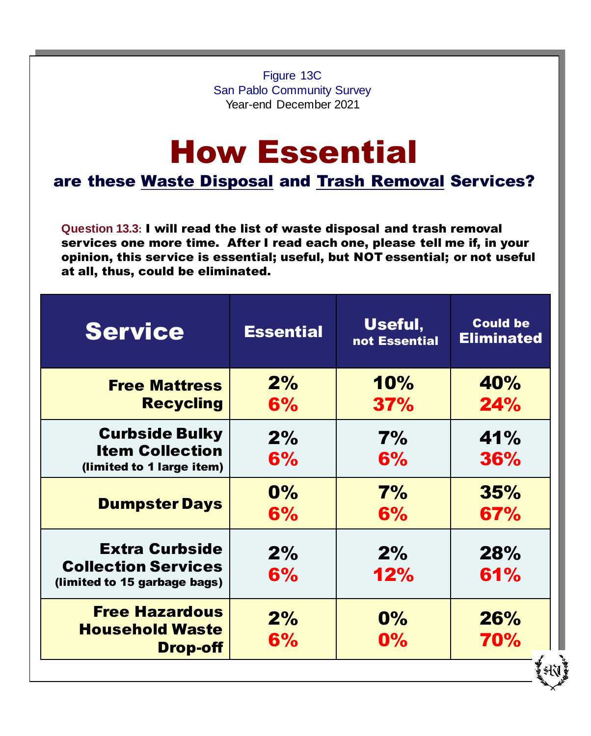Figure 13C
San Pablo Community Survey
Year-end December 2021

# How Essential

## are these Waste Disposal and Trash Removal Services?

**Question 13.3:** **I will read the list of waste disposal and trash removal services one more time. After I read each one, please tell me if, in your opinion, this service is essential; useful, but NOT essential; or not useful at all, thus, could be eliminated.**

| Service | Essential | Useful, not Essential | Could be Eliminated |
|---|---|---|---|
| **Free Mattress Recycling** | 2% / 6% | 10% / 37% | 40% / 24% |
| **Curbside Bulky Item Collection** (limited to 1 large item) | 2% / 6% | 7% / 6% | 41% / 36% |
| **Dumpster Days** | 0% / 6% | 7% / 6% | 35% / 67% |
| **Extra Curbside Collection Services** (limited to 15 garbage bags) | 2% / 6% | 2% / 12% | 28% / 61% |
| **Free Hazardous Household Waste Drop-off** | 2% / 6% | 0% / 0% | 26% / 70% |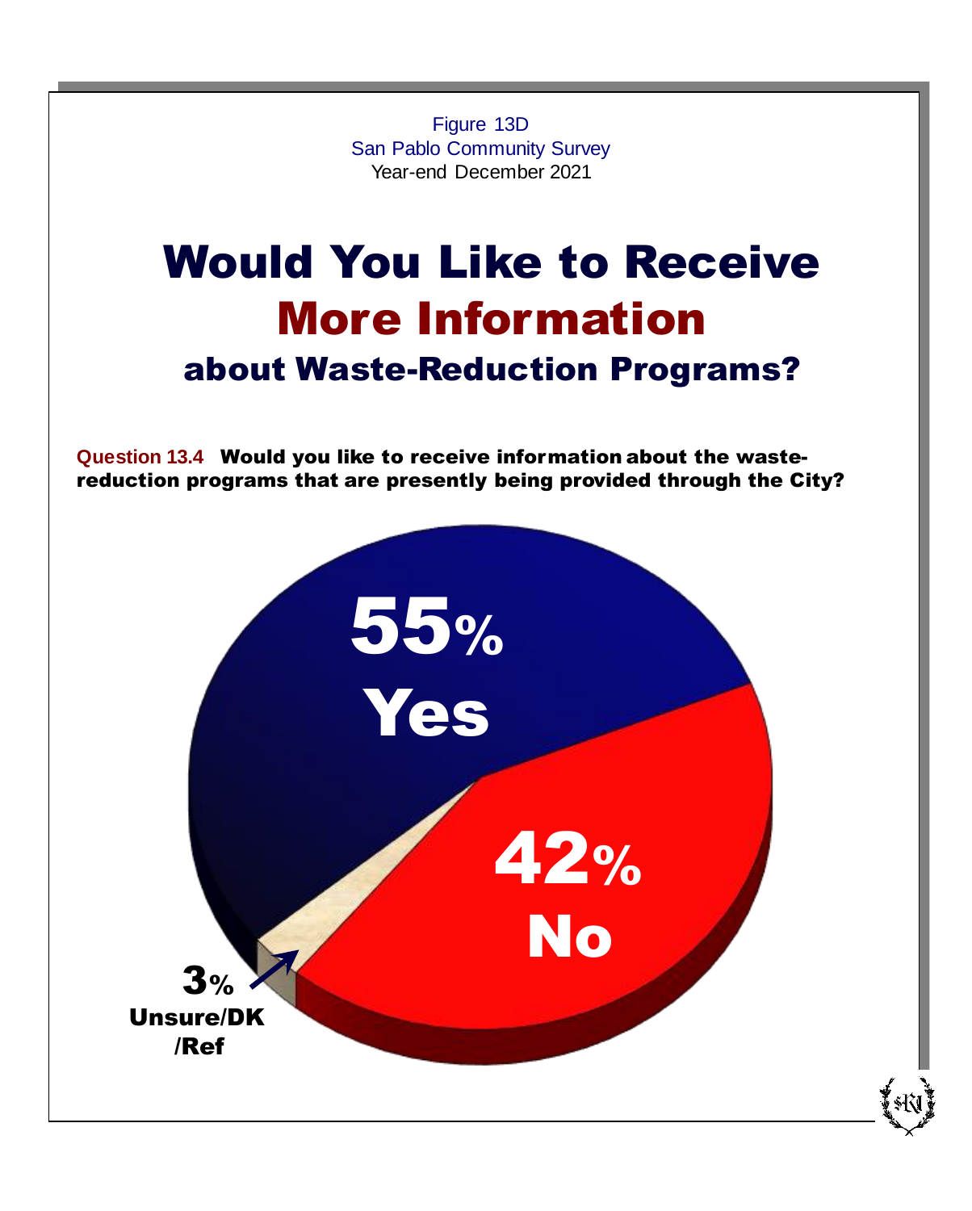Figure 13D
San Pablo Community Survey
Year-end December 2021

# Would You Like to Receive More Information about Waste-Reduction Programs?

**Question 13.4** **Would you like to receive information about the waste-reduction programs that are presently being provided through the City?**

**55% Yes**

**42% No**

**3% Unsure/DK /Ref**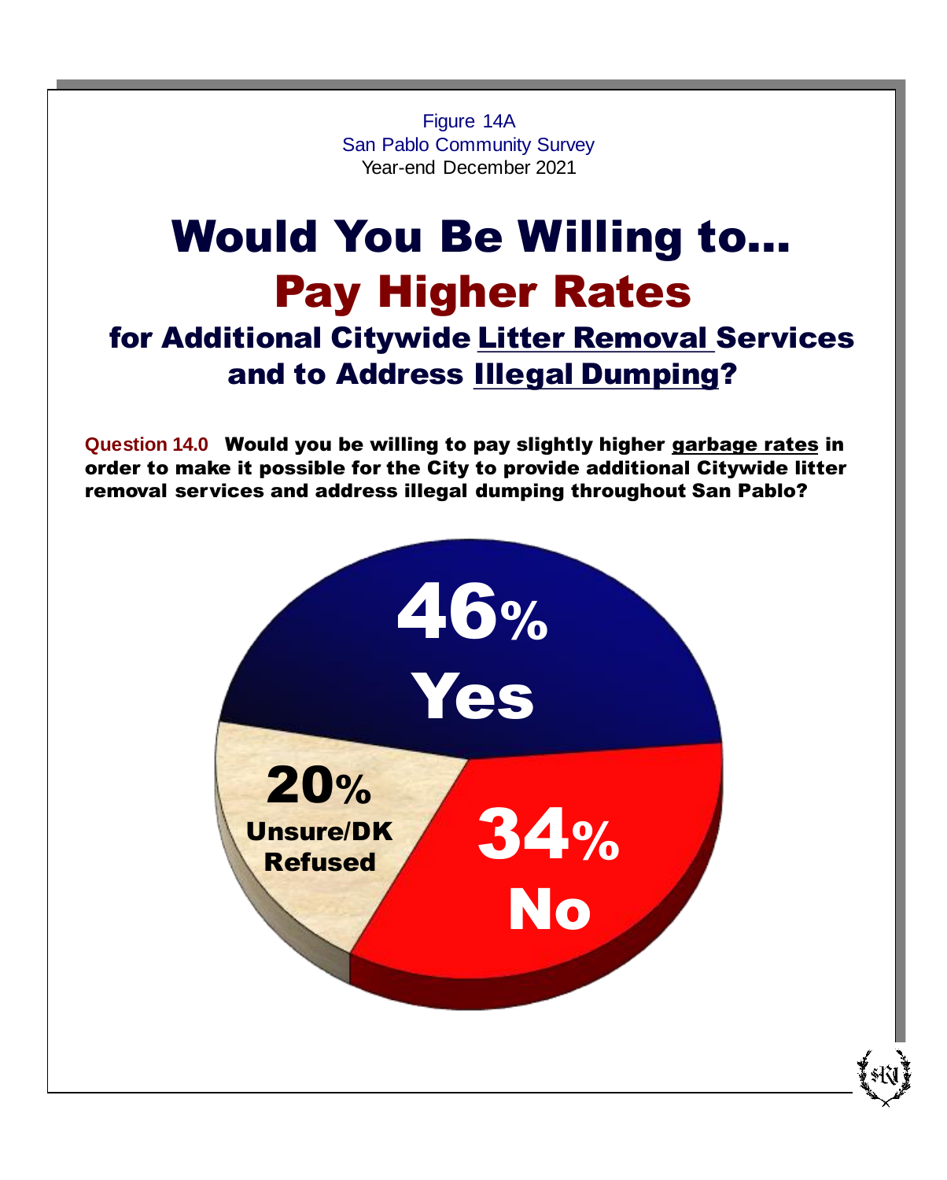Figure 14A
San Pablo Community Survey
Year-end December 2021

# Would You Be Willing to… Pay Higher Rates

## for Additional Citywide Litter Removal Services and to Address Illegal Dumping?

**Question 14.0** **Would you be willing to pay slightly higher garbage rates in order to make it possible for the City to provide additional Citywide litter removal services and address illegal dumping throughout San Pablo?**

| Response | Percent |
| --- | --- |
| Yes | 46% |
| No | 34% |
| Unsure/DK Refused | 20% |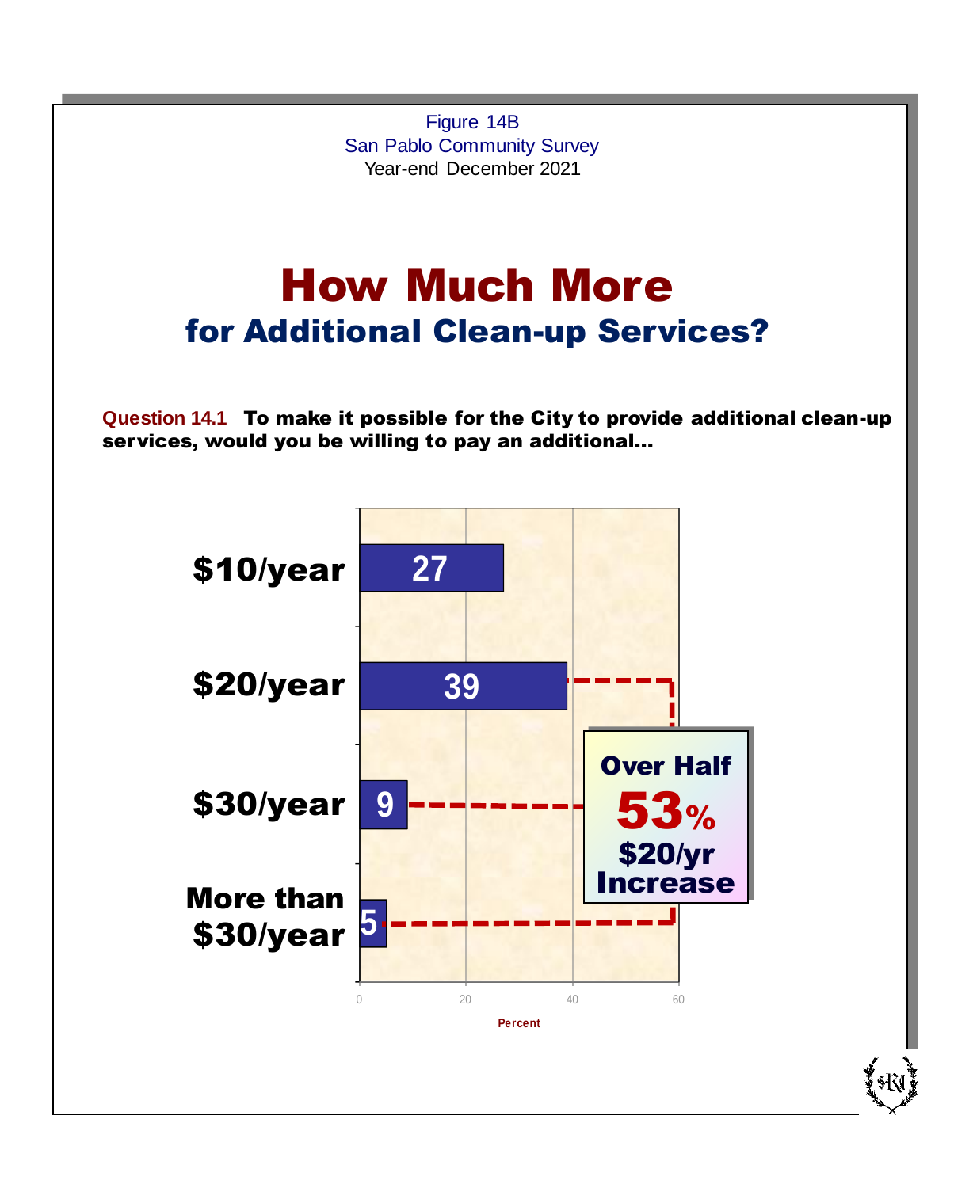Figure 14B
San Pablo Community Survey
Year-end December 2021

# How Much More
## for Additional Clean-up Services?

**Question 14.1** **To make it possible for the City to provide additional clean-up services, would you be willing to pay an additional...**

| Amount | Percent |
|---|---|
| $10/year | 27 |
| $20/year | 39 |
| $30/year | 9 |
| More than $30/year | 5 |

**Over Half 53% $20/yr Increase**

Percent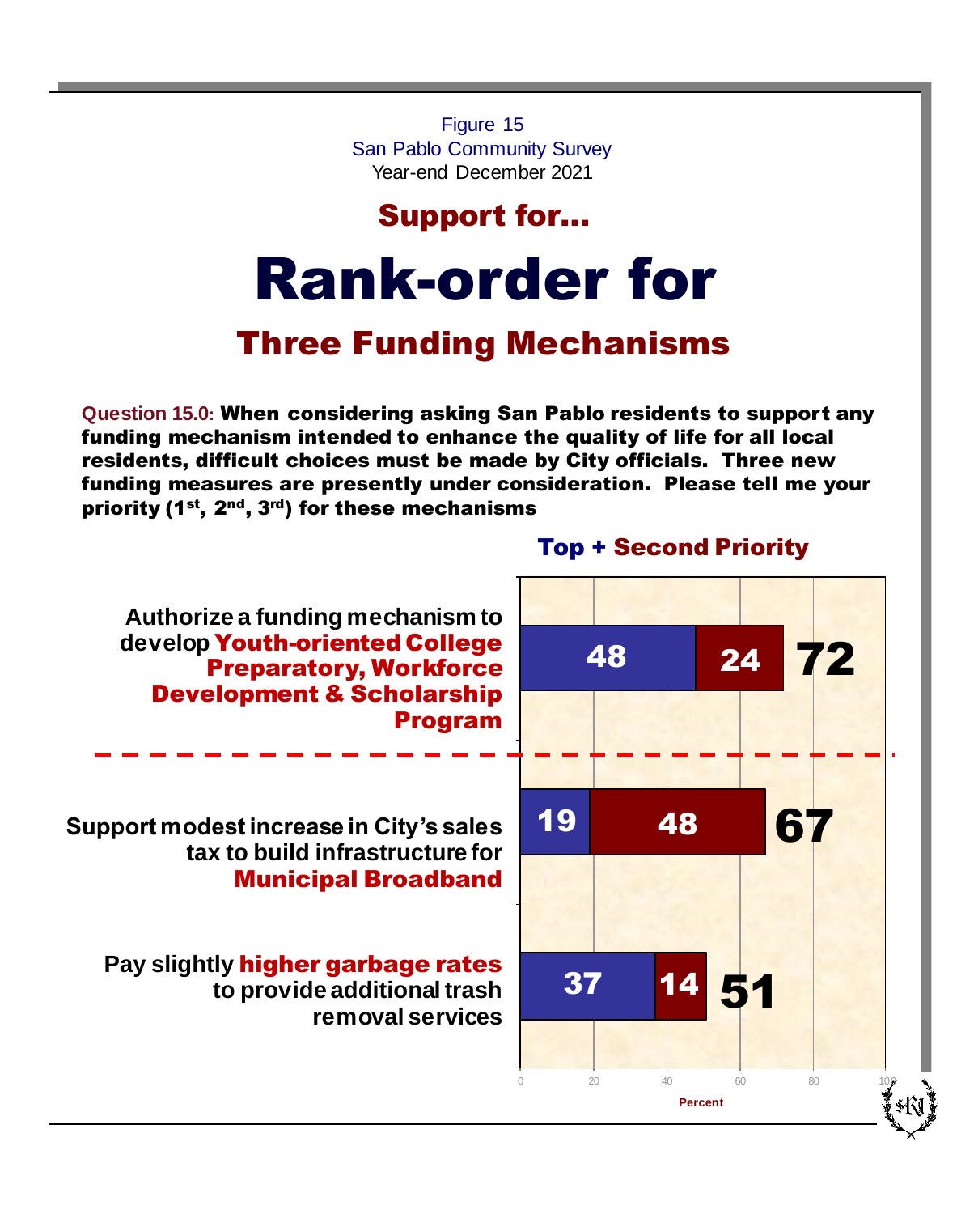Figure 15
San Pablo Community Survey
Year-end December 2021

## Support for…

# Rank-order for

## Three Funding Mechanisms

**Question 15.0: When considering asking San Pablo residents to support any funding mechanism intended to enhance the quality of life for all local residents, difficult choices must be made by City officials. Three new funding measures are presently under consideration. Please tell me your priority (1st, 2nd, 3rd) for these mechanisms**

**Top + Second Priority**

| Funding Mechanism | Top | Second | Total |
|---|---|---|---|
| Authorize a funding mechanism to develop **Youth-oriented College Preparatory, Workforce Development & Scholarship Program** | 48 | 24 | 72 |
| Support modest increase in City's sales tax to build infrastructure for **Municipal Broadband** | 19 | 48 | 67 |
| Pay slightly **higher garbage rates** to provide additional trash removal services | 37 | 14 | 51 |

Percent (0–100)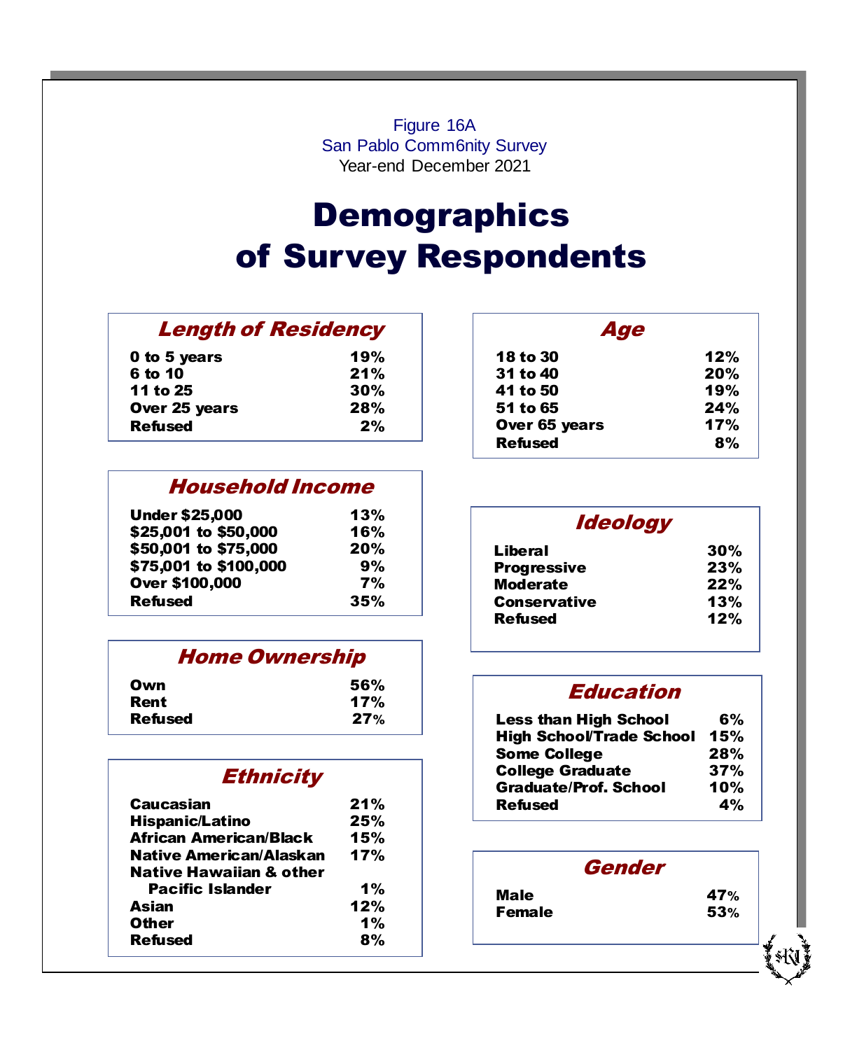Figure 16A
San Pablo Comm6nity Survey
Year-end December 2021

# Demographics of Survey Respondents

## *Length of Residency*

| | |
|---|---|
| **0 to 5 years** | **19%** |
| **6 to 10** | **21%** |
| **11 to 25** | **30%** |
| **Over 25 years** | **28%** |
| **Refused** | **2%** |

## *Household Income*

| | |
|---|---|
| **Under $25,000** | **13%** |
| **$25,001 to $50,000** | **16%** |
| **$50,001 to $75,000** | **20%** |
| **$75,001 to $100,000** | **9%** |
| **Over $100,000** | **7%** |
| **Refused** | **35%** |

## *Home Ownership*

| | |
|---|---|
| **Own** | **56%** |
| **Rent** | **17%** |
| **Refused** | **27%** |

## *Ethnicity*

| | |
|---|---|
| **Caucasian** | **21%** |
| **Hispanic/Latino** | **25%** |
| **African American/Black** | **15%** |
| **Native American/Alaskan** | **17%** |
| **Native Hawaiian & other Pacific Islander** | **1%** |
| **Asian** | **12%** |
| **Other** | **1%** |
| **Refused** | **8%** |

## *Age*

| | |
|---|---|
| **18 to 30** | **12%** |
| **31 to 40** | **20%** |
| **41 to 50** | **19%** |
| **51 to 65** | **24%** |
| **Over 65 years** | **17%** |
| **Refused** | **8%** |

## *Ideology*

| | |
|---|---|
| **Liberal** | **30%** |
| **Progressive** | **23%** |
| **Moderate** | **22%** |
| **Conservative** | **13%** |
| **Refused** | **12%** |

## *Education*

| | |
|---|---|
| **Less than High School** | **6%** |
| **High School/Trade School** | **15%** |
| **Some College** | **28%** |
| **College Graduate** | **37%** |
| **Graduate/Prof. School** | **10%** |
| **Refused** | **4%** |

## *Gender*

| | |
|---|---|
| **Male** | **47%** |
| **Female** | **53%** |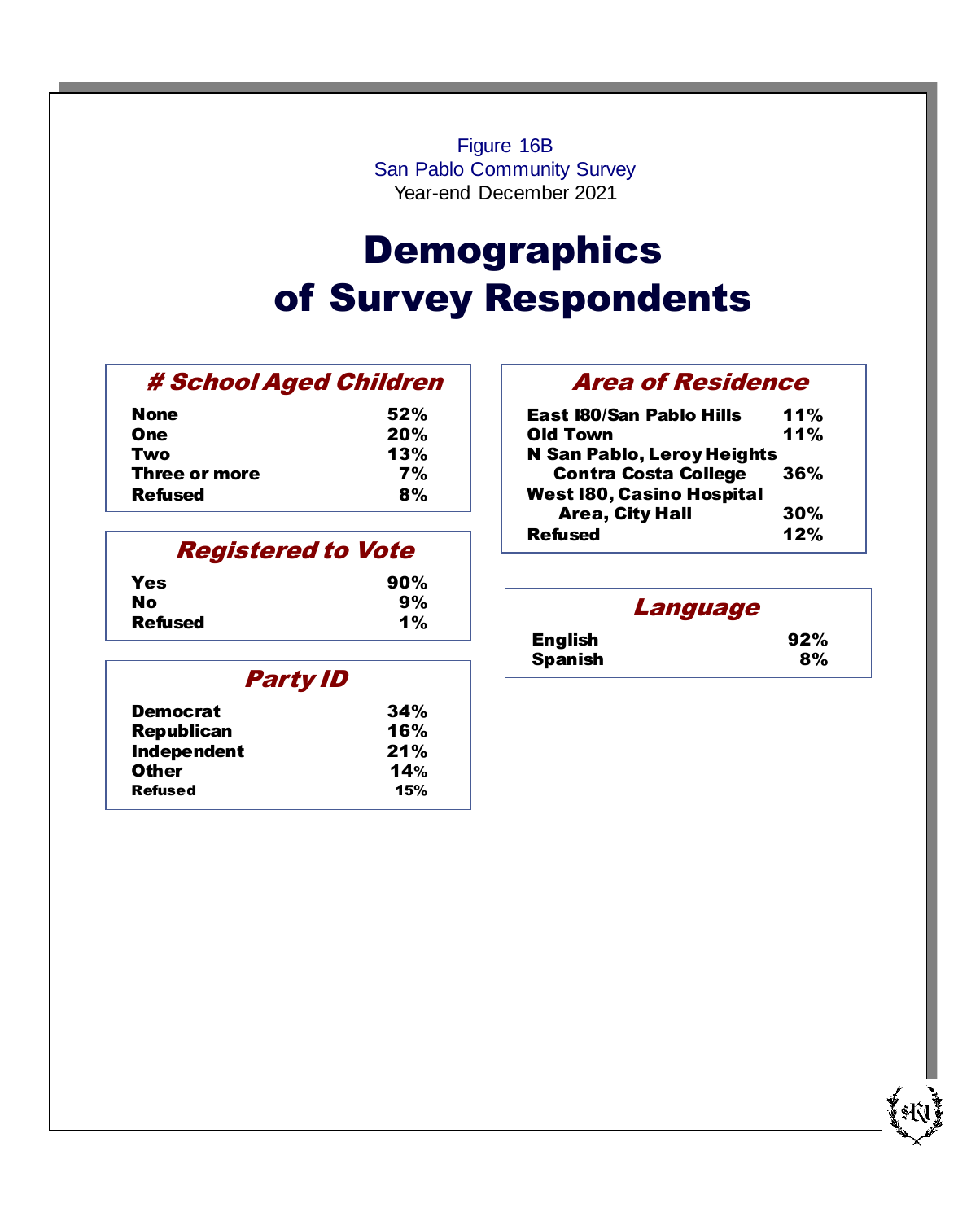Figure 16B
San Pablo Community Survey
Year-end December 2021

# Demographics of Survey Respondents

### *# School Aged Children*

| | |
|---|---|
| **None** | **52%** |
| **One** | **20%** |
| **Two** | **13%** |
| **Three or more** | **7%** |
| **Refused** | **8%** |

### *Registered to Vote*

| | |
|---|---|
| **Yes** | **90%** |
| **No** | **9%** |
| **Refused** | **1%** |

### *Party ID*

| | |
|---|---|
| **Democrat** | **34%** |
| **Republican** | **16%** |
| **Independent** | **21%** |
| **Other** | **14%** |
| **Refused** | **15%** |

### *Area of Residence*

| | |
|---|---|
| **East I80/San Pablo Hills** | **11%** |
| **Old Town** | **11%** |
| **N San Pablo, Leroy Heights Contra Costa College** | **36%** |
| **West I80, Casino Hospital Area, City Hall** | **30%** |
| **Refused** | **12%** |

### *Language*

| | |
|---|---|
| **English** | **92%** |
| **Spanish** | **8%** |